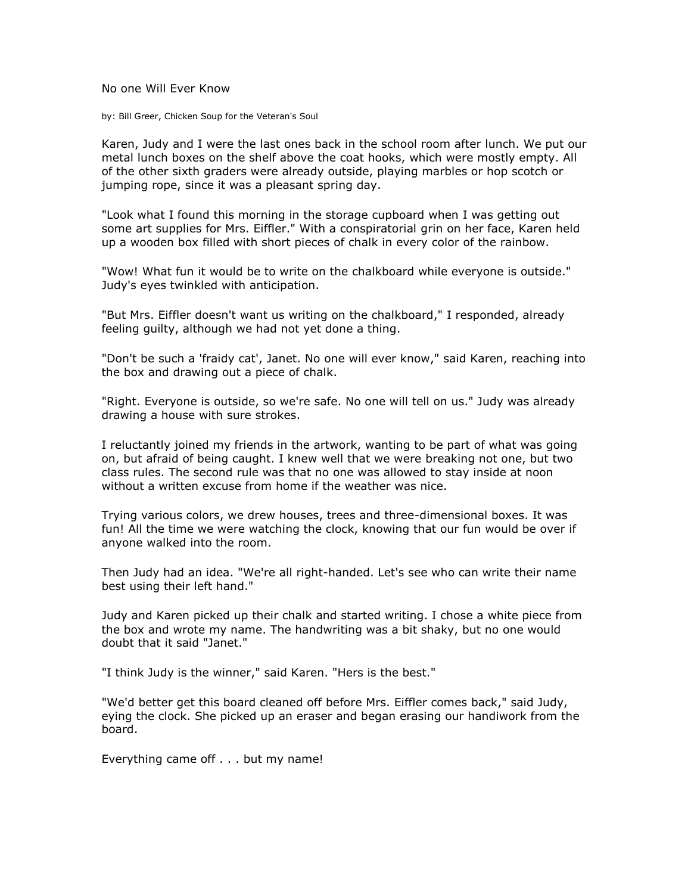# No one Will Ever Know

by: Bill Greer, Chicken Soup for the Veteran's Soul

Karen, Judy and I were the last ones back in the school room after lunch. We put our metal lunch boxes on the shelf above the coat hooks, which were mostly empty. All of the other sixth graders were already outside, playing marbles or hop scotch or jumping rope, since it was a pleasant spring day.

"Look what I found this morning in the storage cupboard when I was getting out some art supplies for Mrs. Eiffler." With a conspiratorial grin on her face, Karen held up a wooden box filled with short pieces of chalk in every color of the rainbow.

"Wow! What fun it would be to write on the chalkboard while everyone is outside." Judy's eyes twinkled with anticipation.

"But Mrs. Eiffler doesn't want us writing on the chalkboard," I responded, already feeling guilty, although we had not yet done a thing.

"Don't be such a 'fraidy cat', Janet. No one will ever know," said Karen, reaching into the box and drawing out a piece of chalk.

"Right. Everyone is outside, so we're safe. No one will tell on us." Judy was already drawing a house with sure strokes.

I reluctantly joined my friends in the artwork, wanting to be part of what was going on, but afraid of being caught. I knew well that we were breaking not one, but two class rules. The second rule was that no one was allowed to stay inside at noon without a written excuse from home if the weather was nice.

Trying various colors, we drew houses, trees and three-dimensional boxes. It was fun! All the time we were watching the clock, knowing that our fun would be over if anyone walked into the room.

Then Judy had an idea. "We're all right-handed. Let's see who can write their name best using their left hand."

Judy and Karen picked up their chalk and started writing. I chose a white piece from the box and wrote my name. The handwriting was a bit shaky, but no one would doubt that it said "Janet."

"I think Judy is the winner," said Karen. "Hers is the best."

"We'd better get this board cleaned off before Mrs. Eiffler comes back," said Judy, eying the clock. She picked up an eraser and began erasing our handiwork from the board.

Everything came off . . . but my name!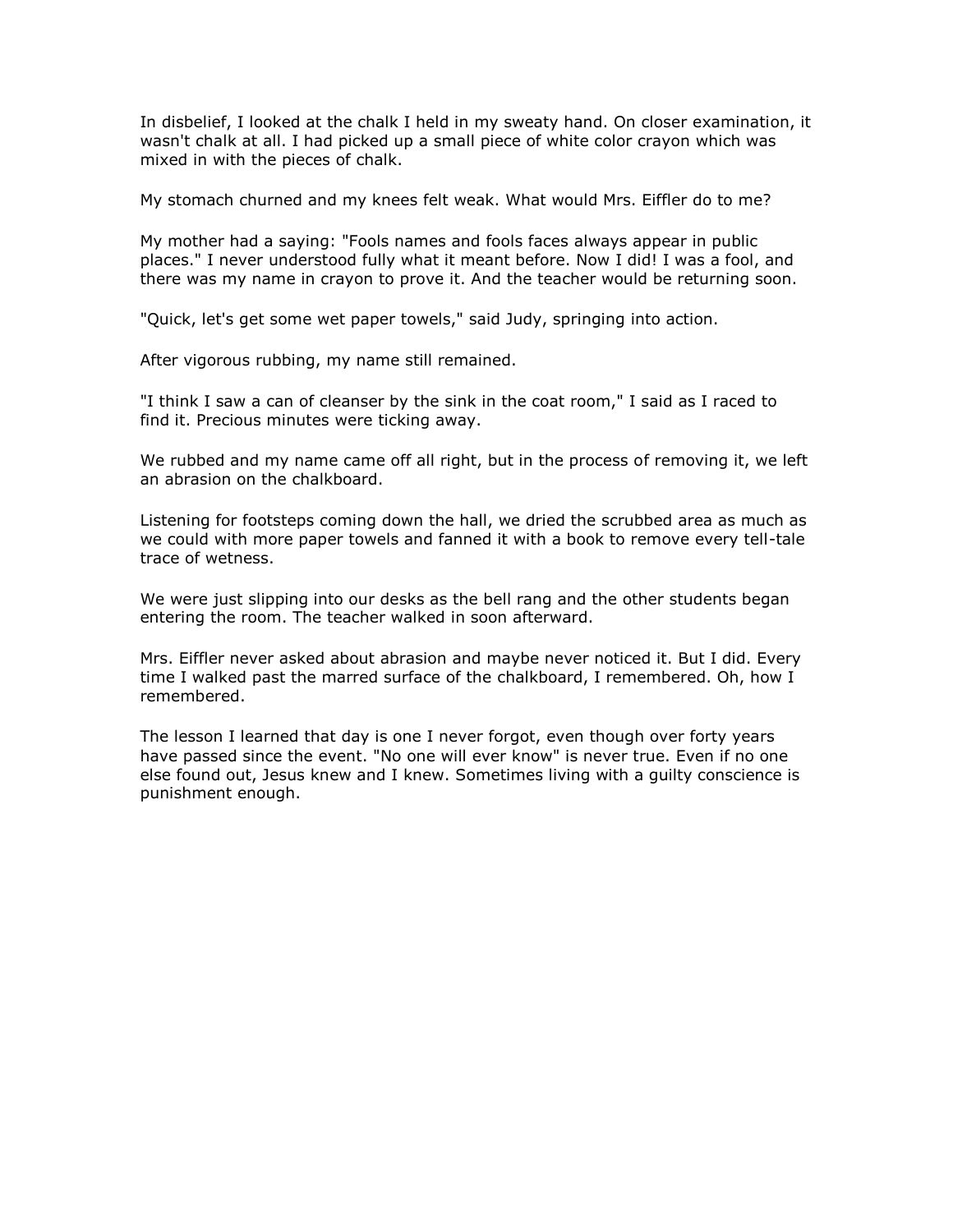In disbelief, I looked at the chalk I held in my sweaty hand. On closer examination, it wasn't chalk at all. I had picked up a small piece of white color crayon which was mixed in with the pieces of chalk.

My stomach churned and my knees felt weak. What would Mrs. Eiffler do to me?

My mother had a saying: "Fools names and fools faces always appear in public places." I never understood fully what it meant before. Now I did! I was a fool, and there was my name in crayon to prove it. And the teacher would be returning soon.

"Quick, let's get some wet paper towels," said Judy, springing into action.

After vigorous rubbing, my name still remained.

"I think I saw a can of cleanser by the sink in the coat room," I said as I raced to find it. Precious minutes were ticking away.

We rubbed and my name came off all right, but in the process of removing it, we left an abrasion on the chalkboard.

Listening for footsteps coming down the hall, we dried the scrubbed area as much as we could with more paper towels and fanned it with a book to remove every tell-tale trace of wetness.

We were just slipping into our desks as the bell rang and the other students began entering the room. The teacher walked in soon afterward.

Mrs. Eiffler never asked about abrasion and maybe never noticed it. But I did. Every time I walked past the marred surface of the chalkboard, I remembered. Oh, how I remembered.

The lesson I learned that day is one I never forgot, even though over forty years have passed since the event. "No one will ever know" is never true. Even if no one else found out, Jesus knew and I knew. Sometimes living with a guilty conscience is punishment enough.